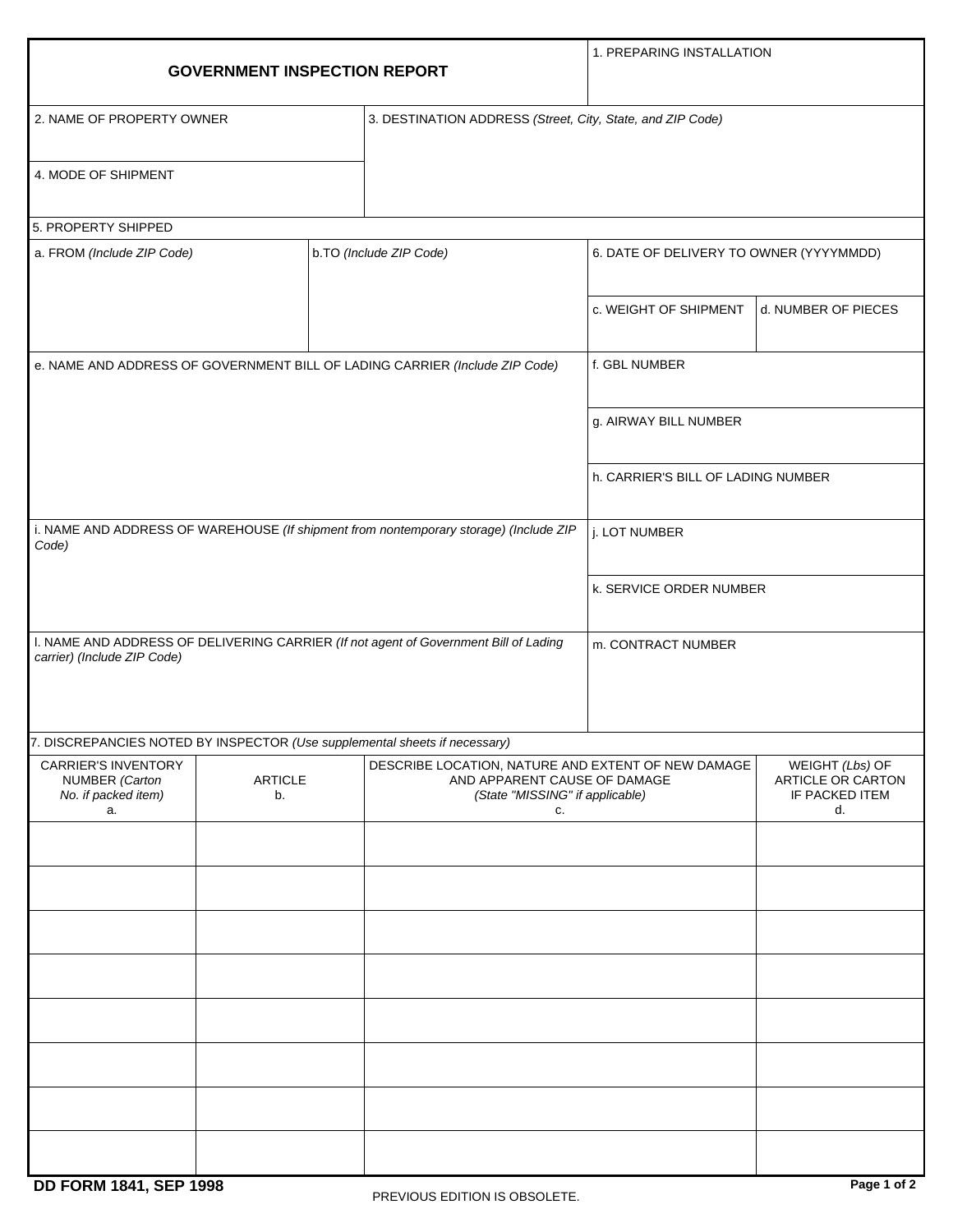# GOVERNMENT INSPECTION REPORT

1. PREPARING INSTALLATION

2. NAME OF PROPERTY OWNER

3. DESTINATION ADDRESS *(Street, City, State, and ZIP Code)*

4. MODE OF SHIPMENT

5. PROPERTY SHIPPED

a. FROM *(Include ZIP Code)*

b. TO *(Include ZIP Code)*

6. DATE OF DELIVERY TO OWNER (YYYYMMDD)

c. WEIGHT OF SHIPMENT

d. NUMBER OF PIECES

e. NAME AND ADDRESS OF GOVERNMENT BILL OF LADING CARRIER *(Include ZIP Code)*

f. GBL NUMBER

g. AIRWAY BILL NUMBER

h. CARRIER'S BILL OF LADING NUMBER

i. NAME AND ADDRESS OF WAREHOUSE *(If shipment from nontemporary storage) (Include ZIP Code)*

j. LOT NUMBER

k. SERVICE ORDER NUMBER

l. NAME AND ADDRESS OF DELIVERING CARRIER *(If not agent of Government Bill of Lading carrier) (Include ZIP Code)*

m. CONTRACT NUMBER

7. DISCREPANCIES NOTED BY INSPECTOR *(Use supplemental sheets if necessary)*

| CARRIER'S INVENTORY NUMBER *(Carton No. if packed item)* a. | ARTICLE b. | DESCRIBE LOCATION, NATURE AND EXTENT OF NEW DAMAGE AND APPARENT CAUSE OF DAMAGE *(State "MISSING" if applicable)* c. | WEIGHT *(Lbs)* OF ARTICLE OR CARTON IF PACKED ITEM d. |
|---|---|---|---|
| | | | |
| | | | |
| | | | |
| | | | |
| | | | |
| | | | |
| | | | |
| | | | |

DD FORM 1841, SEP 1998

PREVIOUS EDITION IS OBSOLETE.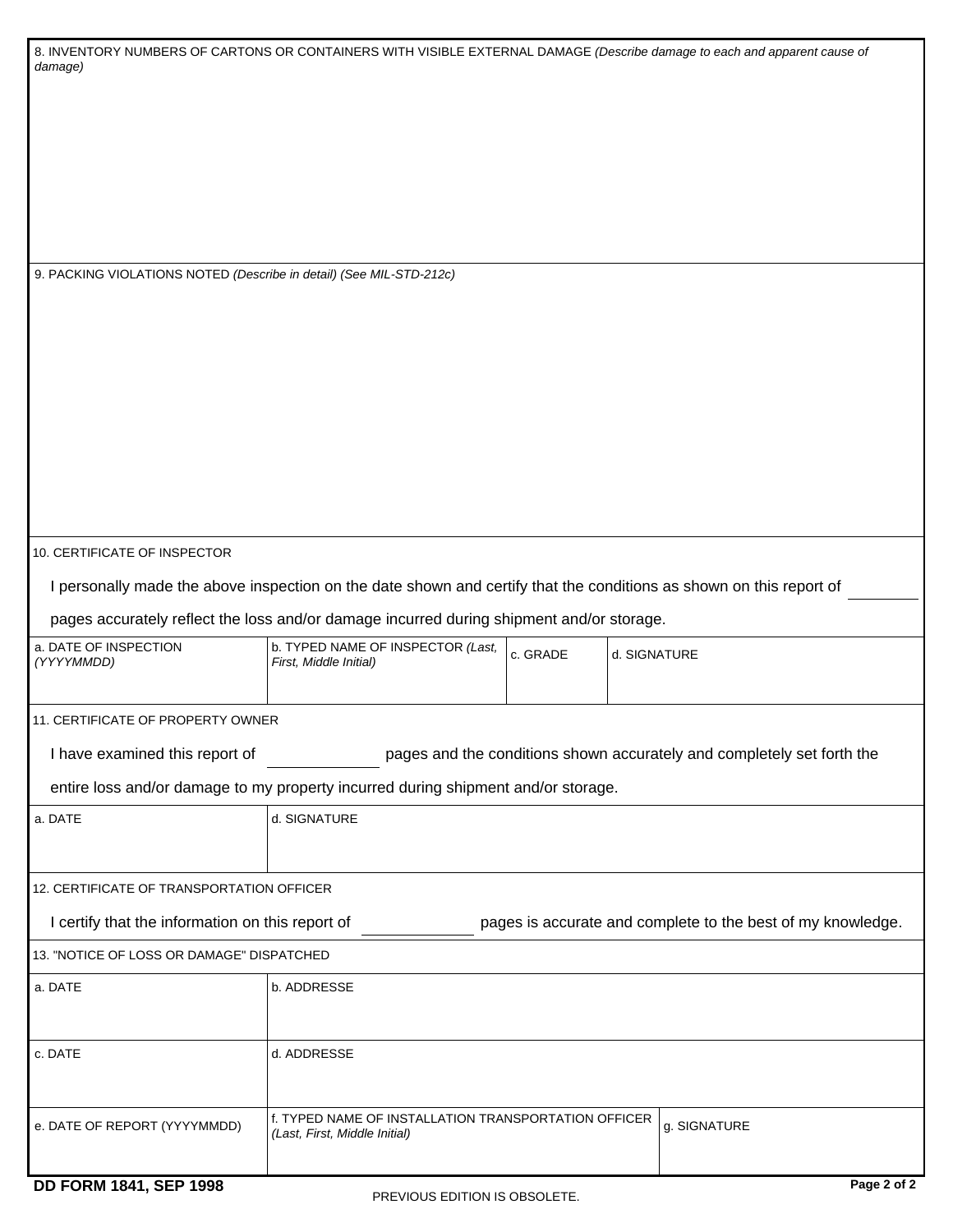8. INVENTORY NUMBERS OF CARTONS OR CONTAINERS WITH VISIBLE EXTERNAL DAMAGE *(Describe damage to each and apparent cause of damage)*

9. PACKING VIOLATIONS NOTED *(Describe in detail) (See MIL-STD-212c)*

10. CERTIFICATE OF INSPECTOR

I personally made the above inspection on the date shown and certify that the conditions as shown on this report of ________ pages accurately reflect the loss and/or damage incurred during shipment and/or storage.

| a. DATE OF INSPECTION *(YYYYMMDD)* | b. TYPED NAME OF INSPECTOR *(Last, First, Middle Initial)* | c. GRADE | d. SIGNATURE |
|---|---|---|---|
| | | | |

11. CERTIFICATE OF PROPERTY OWNER

I have examined this report of ____________ pages and the conditions shown accurately and completely set forth the entire loss and/or damage to my property incurred during shipment and/or storage.

| a. DATE | d. SIGNATURE |
|---|---|
| | |

12. CERTIFICATE OF TRANSPORTATION OFFICER

I certify that the information on this report of ____________ pages is accurate and complete to the best of my knowledge.

13. "NOTICE OF LOSS OR DAMAGE" DISPATCHED

| a. DATE | b. ADDRESSE | |
|---|---|---|
| c. DATE | d. ADDRESSE | |
| e. DATE OF REPORT (YYYYMMDD) | f. TYPED NAME OF INSTALLATION TRANSPORTATION OFFICER *(Last, First, Middle Initial)* | g. SIGNATURE |

DD FORM 1841, SEP 1998

PREVIOUS EDITION IS OBSOLETE.